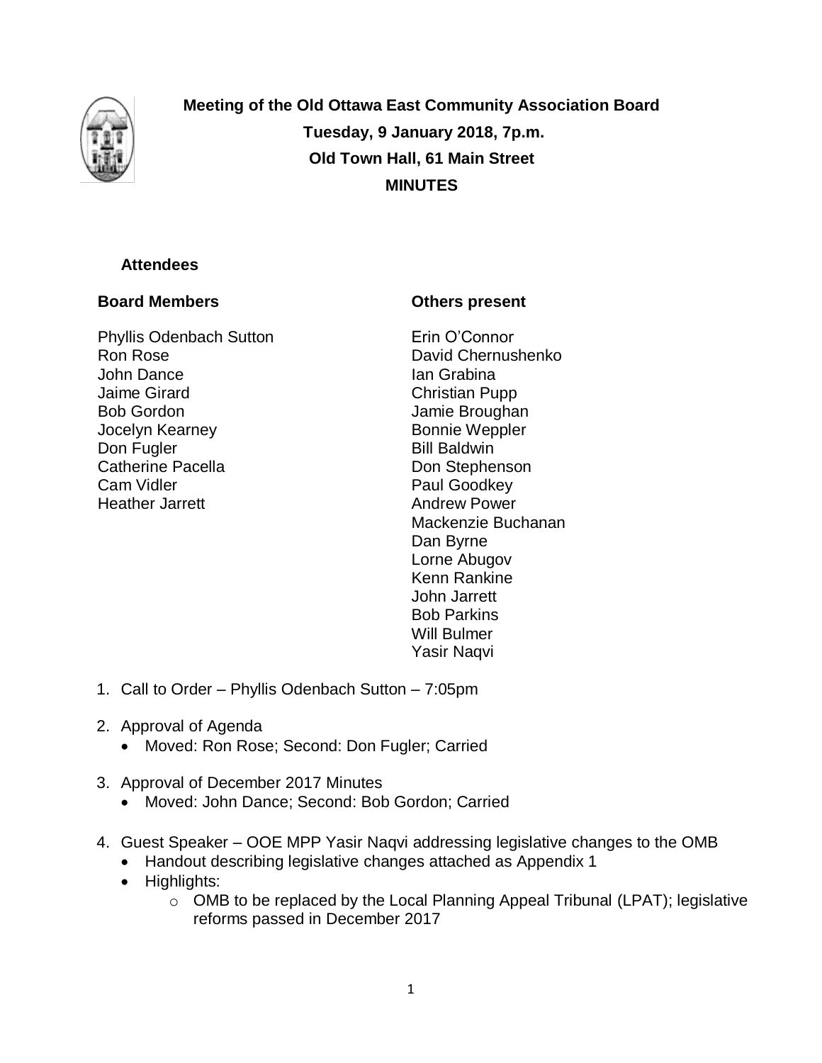**Meeting of the Old Ottawa East Community Association Board**
**Tuesday, 9 January 2018, 7p.m.**
**Old Town Hall, 61 Main Street**
**MINUTES**

**Attendees**

**Board Members**

Phyllis Odenbach Sutton
Ron Rose
John Dance
Jaime Girard
Bob Gordon
Jocelyn Kearney
Don Fugler
Catherine Pacella
Cam Vidler
Heather Jarrett

**Others present**

Erin O'Connor
David Chernushenko
Ian Grabina
Christian Pupp
Jamie Broughan
Bonnie Weppler
Bill Baldwin
Don Stephenson
Paul Goodkey
Andrew Power
Mackenzie Buchanan
Dan Byrne
Lorne Abugov
Kenn Rankine
John Jarrett
Bob Parkins
Will Bulmer
Yasir Naqvi

1. Call to Order – Phyllis Odenbach Sutton – 7:05pm
2. Approval of Agenda
   - Moved: Ron Rose; Second: Don Fugler; Carried
3. Approval of December 2017 Minutes
   - Moved: John Dance; Second: Bob Gordon; Carried
4. Guest Speaker – OOE MPP Yasir Naqvi addressing legislative changes to the OMB
   - Handout describing legislative changes attached as Appendix 1
   - Highlights:
     - OMB to be replaced by the Local Planning Appeal Tribunal (LPAT); legislative reforms passed in December 2017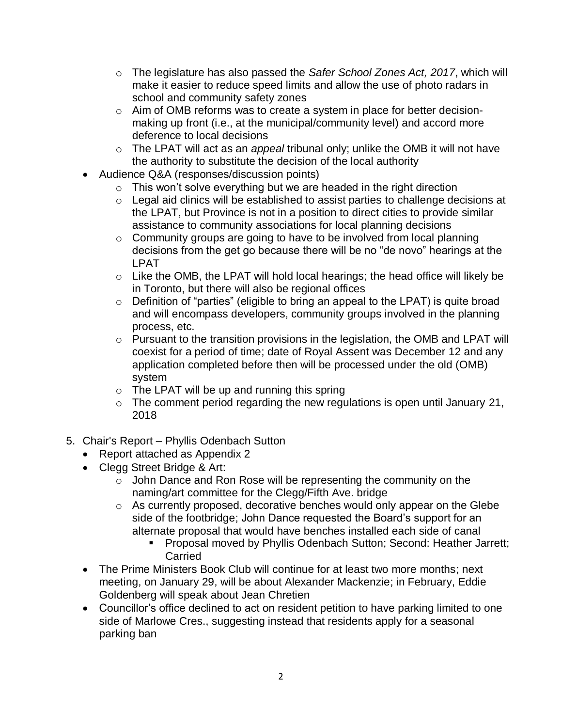- The legislature has also passed the *Safer School Zones Act, 2017*, which will make it easier to reduce speed limits and allow the use of photo radars in school and community safety zones
  - Aim of OMB reforms was to create a system in place for better decision-making up front (i.e., at the municipal/community level) and accord more deference to local decisions
  - The LPAT will act as an *appeal* tribunal only; unlike the OMB it will not have the authority to substitute the decision of the local authority
- Audience Q&A (responses/discussion points)
  - This won't solve everything but we are headed in the right direction
  - Legal aid clinics will be established to assist parties to challenge decisions at the LPAT, but Province is not in a position to direct cities to provide similar assistance to community associations for local planning decisions
  - Community groups are going to have to be involved from local planning decisions from the get go because there will be no "de novo" hearings at the LPAT
  - Like the OMB, the LPAT will hold local hearings; the head office will likely be in Toronto, but there will also be regional offices
  - Definition of "parties" (eligible to bring an appeal to the LPAT) is quite broad and will encompass developers, community groups involved in the planning process, etc.
  - Pursuant to the transition provisions in the legislation, the OMB and LPAT will coexist for a period of time; date of Royal Assent was December 12 and any application completed before then will be processed under the old (OMB) system
  - The LPAT will be up and running this spring
  - The comment period regarding the new regulations is open until January 21, 2018

5. Chair's Report – Phyllis Odenbach Sutton
   - Report attached as Appendix 2
   - Clegg Street Bridge & Art:
     - John Dance and Ron Rose will be representing the community on the naming/art committee for the Clegg/Fifth Ave. bridge
     - As currently proposed, decorative benches would only appear on the Glebe side of the footbridge; John Dance requested the Board's support for an alternate proposal that would have benches installed each side of canal
       - Proposal moved by Phyllis Odenbach Sutton; Second: Heather Jarrett; Carried
   - The Prime Ministers Book Club will continue for at least two more months; next meeting, on January 29, will be about Alexander Mackenzie; in February, Eddie Goldenberg will speak about Jean Chretien
   - Councillor's office declined to act on resident petition to have parking limited to one side of Marlowe Cres., suggesting instead that residents apply for a seasonal parking ban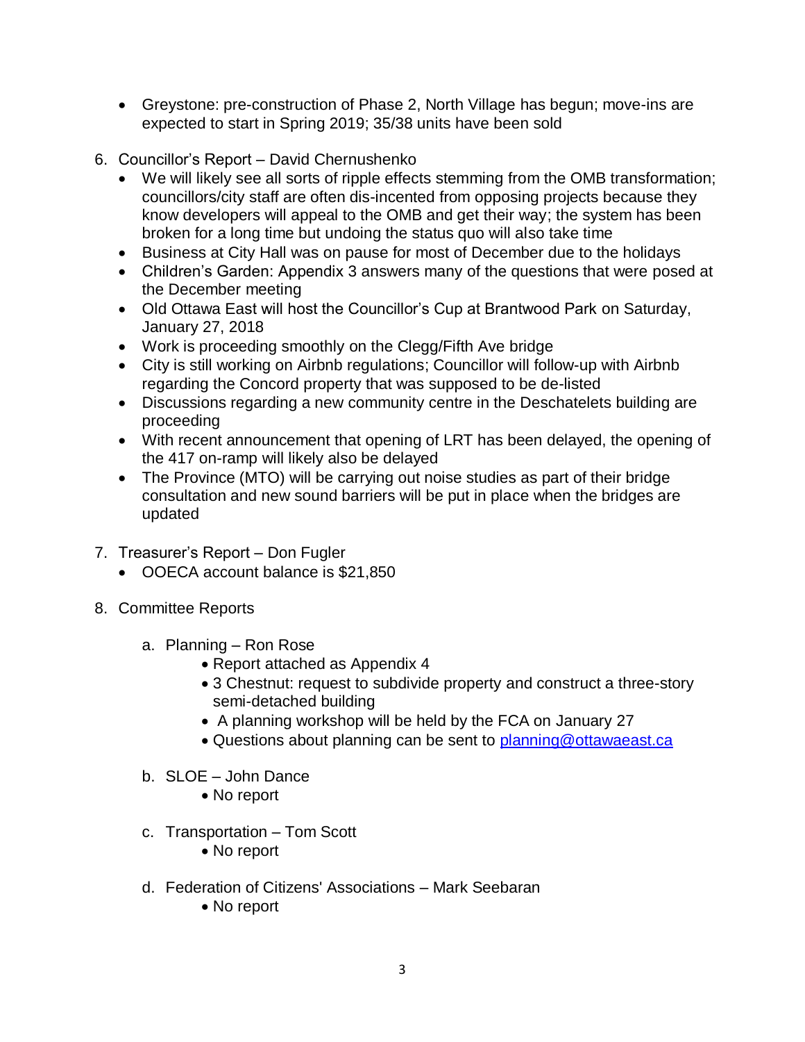- Greystone: pre-construction of Phase 2, North Village has begun; move-ins are expected to start in Spring 2019; 35/38 units have been sold

6. Councillor's Report – David Chernushenko
   - We will likely see all sorts of ripple effects stemming from the OMB transformation; councillors/city staff are often dis-incented from opposing projects because they know developers will appeal to the OMB and get their way; the system has been broken for a long time but undoing the status quo will also take time
   - Business at City Hall was on pause for most of December due to the holidays
   - Children's Garden: Appendix 3 answers many of the questions that were posed at the December meeting
   - Old Ottawa East will host the Councillor's Cup at Brantwood Park on Saturday, January 27, 2018
   - Work is proceeding smoothly on the Clegg/Fifth Ave bridge
   - City is still working on Airbnb regulations; Councillor will follow-up with Airbnb regarding the Concord property that was supposed to be de-listed
   - Discussions regarding a new community centre in the Deschatelets building are proceeding
   - With recent announcement that opening of LRT has been delayed, the opening of the 417 on-ramp will likely also be delayed
   - The Province (MTO) will be carrying out noise studies as part of their bridge consultation and new sound barriers will be put in place when the bridges are updated

7. Treasurer's Report – Don Fugler
   - OOECA account balance is $21,850

8. Committee Reports

   a. Planning – Ron Rose
      - Report attached as Appendix 4
      - 3 Chestnut: request to subdivide property and construct a three-story semi-detached building
      - A planning workshop will be held by the FCA on January 27
      - Questions about planning can be sent to planning@ottawaeast.ca

   b. SLOE – John Dance
      - No report

   c. Transportation – Tom Scott
      - No report

   d. Federation of Citizens' Associations – Mark Seebaran
      - No report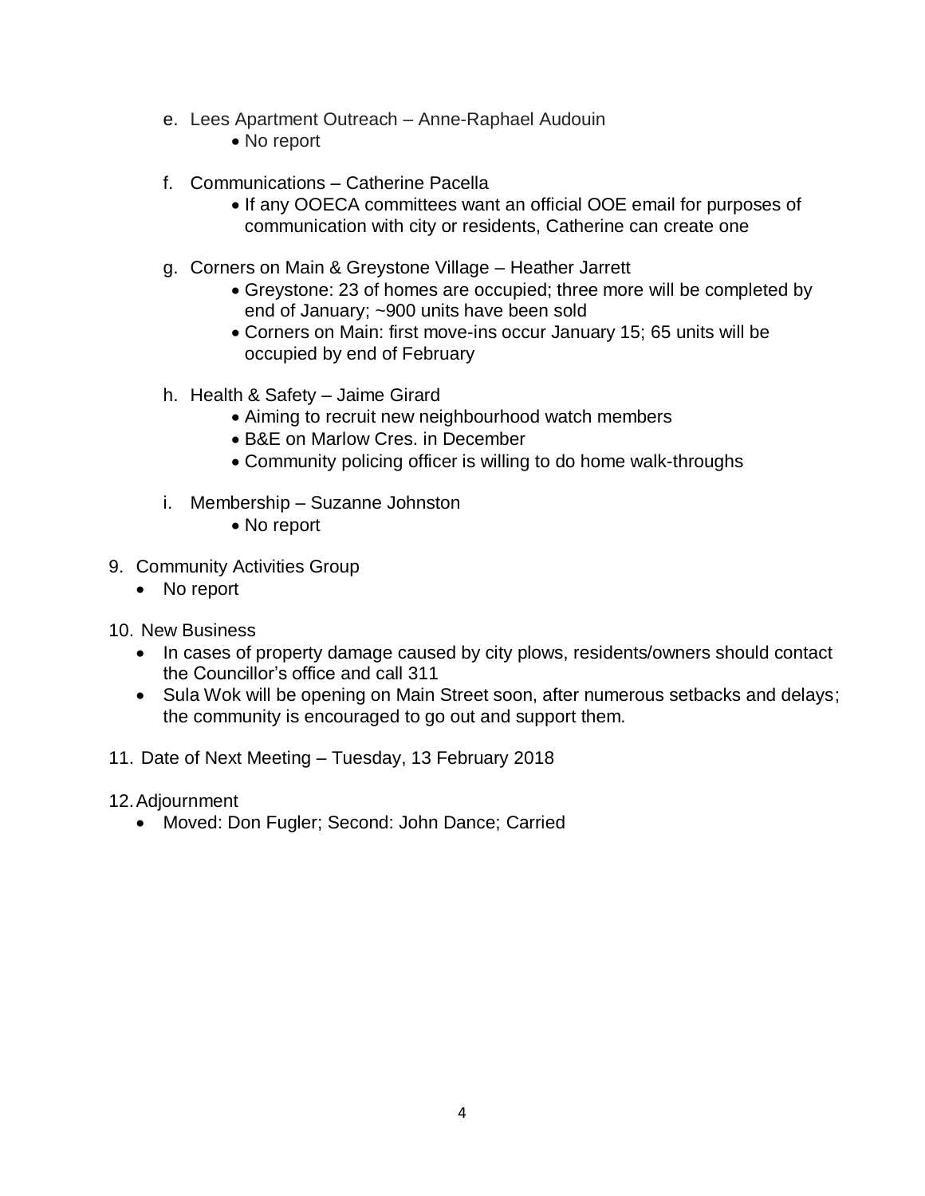e. Lees Apartment Outreach – Anne-Raphael Audouin
    - No report

f. Communications – Catherine Pacella
    - If any OOECA committees want an official OOE email for purposes of communication with city or residents, Catherine can create one

g. Corners on Main & Greystone Village – Heather Jarrett
    - Greystone: 23 of homes are occupied; three more will be completed by end of January; ~900 units have been sold
    - Corners on Main: first move-ins occur January 15; 65 units will be occupied by end of February

h. Health & Safety – Jaime Girard
    - Aiming to recruit new neighbourhood watch members
    - B&E on Marlow Cres. in December
    - Community policing officer is willing to do home walk-throughs

i. Membership – Suzanne Johnston
    - No report

9. Community Activities Group
    - No report

10. New Business
    - In cases of property damage caused by city plows, residents/owners should contact the Councillor's office and call 311
    - Sula Wok will be opening on Main Street soon, after numerous setbacks and delays; the community is encouraged to go out and support them.

11. Date of Next Meeting – Tuesday, 13 February 2018

12. Adjournment
    - Moved: Don Fugler; Second: John Dance; Carried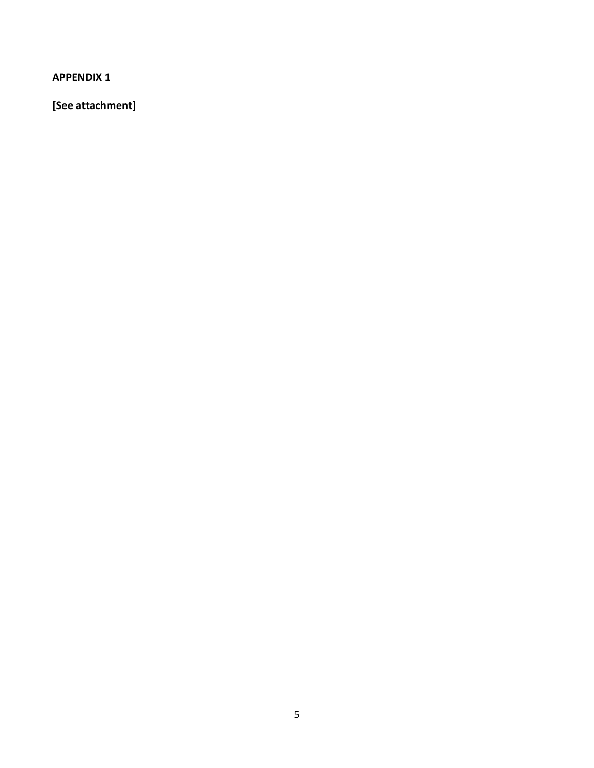**APPENDIX 1**

**[See attachment]**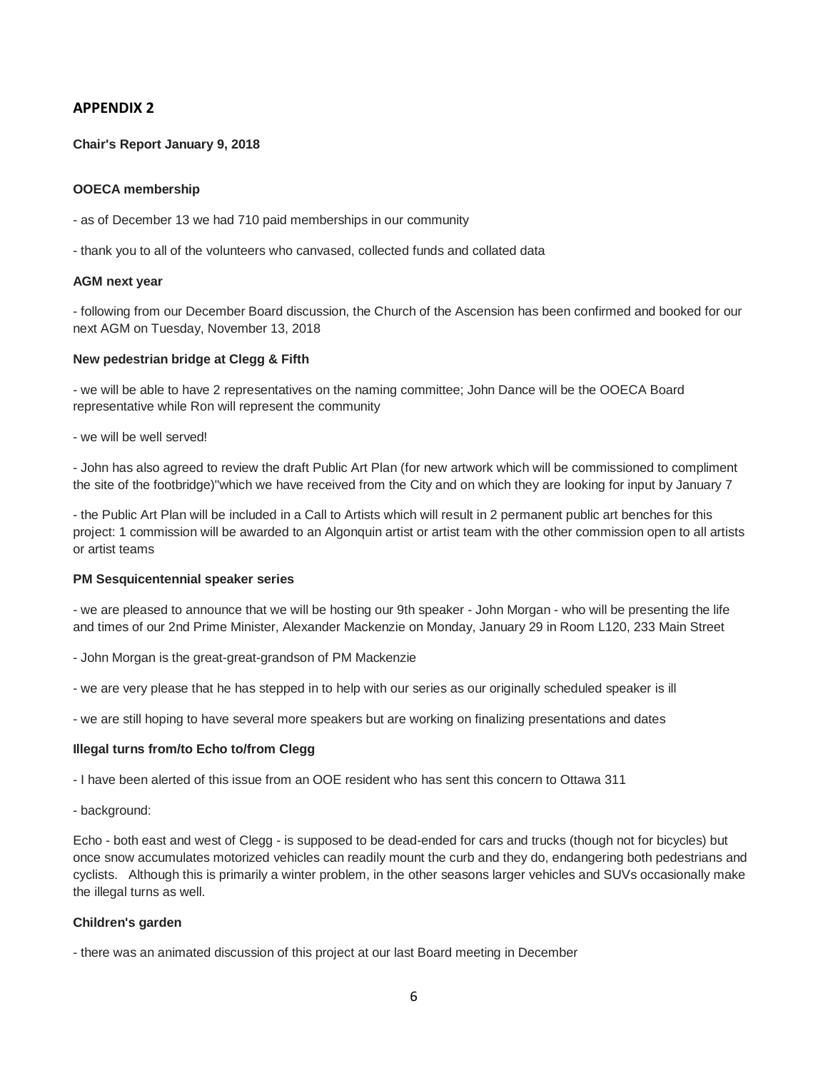## APPENDIX 2

**Chair's Report January 9, 2018**

**OOECA membership**

- as of December 13 we had 710 paid memberships in our community

- thank you to all of the volunteers who canvased, collected funds and collated data

**AGM next year**

- following from our December Board discussion, the Church of the Ascension has been confirmed and booked for our next AGM on Tuesday, November 13, 2018

**New pedestrian bridge at Clegg & Fifth**

- we will be able to have 2 representatives on the naming committee; John Dance will be the OOECA Board representative while Ron will represent the community

- we will be well served!

- John has also agreed to review the draft Public Art Plan (for new artwork which will be commissioned to compliment the site of the footbridge)"which we have received from the City and on which they are looking for input by January 7

- the Public Art Plan will be included in a Call to Artists which will result in 2 permanent public art benches for this project: 1 commission will be awarded to an Algonquin artist or artist team with the other commission open to all artists or artist teams

**PM Sesquicentennial speaker series**

- we are pleased to announce that we will be hosting our 9th speaker - John Morgan - who will be presenting the life and times of our 2nd Prime Minister, Alexander Mackenzie on Monday, January 29 in Room L120, 233 Main Street

- John Morgan is the great-great-grandson of PM Mackenzie

- we are very please that he has stepped in to help with our series as our originally scheduled speaker is ill

- we are still hoping to have several more speakers but are working on finalizing presentations and dates

**Illegal turns from/to Echo to/from Clegg**

- I have been alerted of this issue from an OOE resident who has sent this concern to Ottawa 311

- background:

Echo - both east and west of Clegg - is supposed to be dead-ended for cars and trucks (though not for bicycles) but once snow accumulates motorized vehicles can readily mount the curb and they do, endangering both pedestrians and cyclists. Although this is primarily a winter problem, in the other seasons larger vehicles and SUVs occasionally make the illegal turns as well.

**Children's garden**

- there was an animated discussion of this project at our last Board meeting in December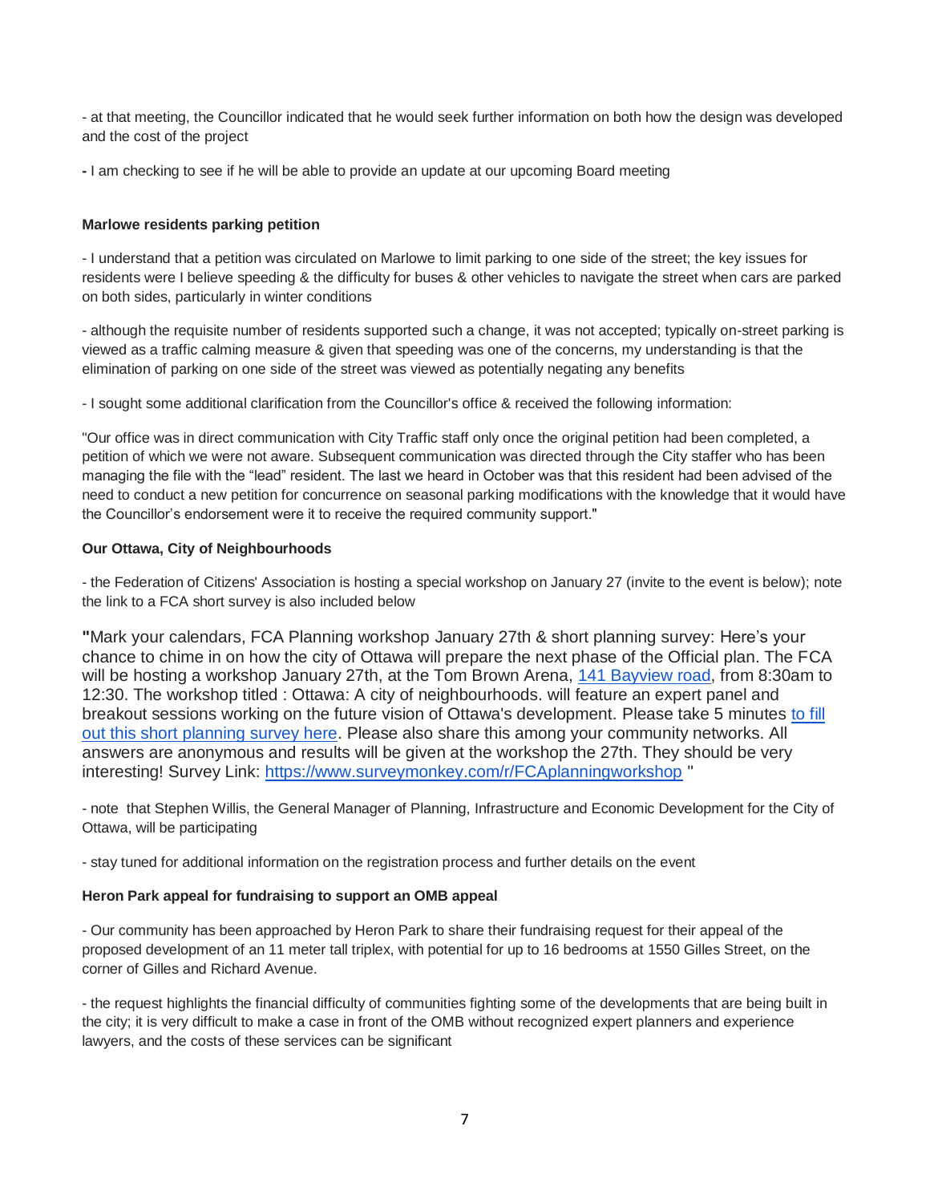- at that meeting, the Councillor indicated that he would seek further information on both how the design was developed and the cost of the project

- I am checking to see if he will be able to provide an update at our upcoming Board meeting

**Marlowe residents parking petition**

- I understand that a petition was circulated on Marlowe to limit parking to one side of the street; the key issues for residents were I believe speeding & the difficulty for buses & other vehicles to navigate the street when cars are parked on both sides, particularly in winter conditions

- although the requisite number of residents supported such a change, it was not accepted; typically on-street parking is viewed as a traffic calming measure & given that speeding was one of the concerns, my understanding is that the elimination of parking on one side of the street was viewed as potentially negating any benefits

- I sought some additional clarification from the Councillor's office & received the following information:

"Our office was in direct communication with City Traffic staff only once the original petition had been completed, a petition of which we were not aware. Subsequent communication was directed through the City staffer who has been managing the file with the "lead" resident. The last we heard in October was that this resident had been advised of the need to conduct a new petition for concurrence on seasonal parking modifications with the knowledge that it would have the Councillor's endorsement were it to receive the required community support."

**Our Ottawa, City of Neighbourhoods**

- the Federation of Citizens' Association is hosting a special workshop on January 27 (invite to the event is below); note the link to a FCA short survey is also included below

"Mark your calendars, FCA Planning workshop January 27th & short planning survey: Here's your chance to chime in on how the city of Ottawa will prepare the next phase of the Official plan. The FCA will be hosting a workshop January 27th, at the Tom Brown Arena, [141 Bayview road](#), from 8:30am to 12:30. The workshop titled : Ottawa: A city of neighbourhoods. will feature an expert panel and breakout sessions working on the future vision of Ottawa's development. Please take 5 minutes [to fill out this short planning survey here](#). Please also share this among your community networks. All answers are anonymous and results will be given at the workshop the 27th. They should be very interesting! Survey Link: [https://www.surveymonkey.com/r/FCAplanningworkshop](https://www.surveymonkey.com/r/FCAplanningworkshop) "

- note that Stephen Willis, the General Manager of Planning, Infrastructure and Economic Development for the City of Ottawa, will be participating

- stay tuned for additional information on the registration process and further details on the event

**Heron Park appeal for fundraising to support an OMB appeal**

- Our community has been approached by Heron Park to share their fundraising request for their appeal of the proposed development of an 11 meter tall triplex, with potential for up to 16 bedrooms at 1550 Gilles Street, on the corner of Gilles and Richard Avenue.

- the request highlights the financial difficulty of communities fighting some of the developments that are being built in the city; it is very difficult to make a case in front of the OMB without recognized expert planners and experience lawyers, and the costs of these services can be significant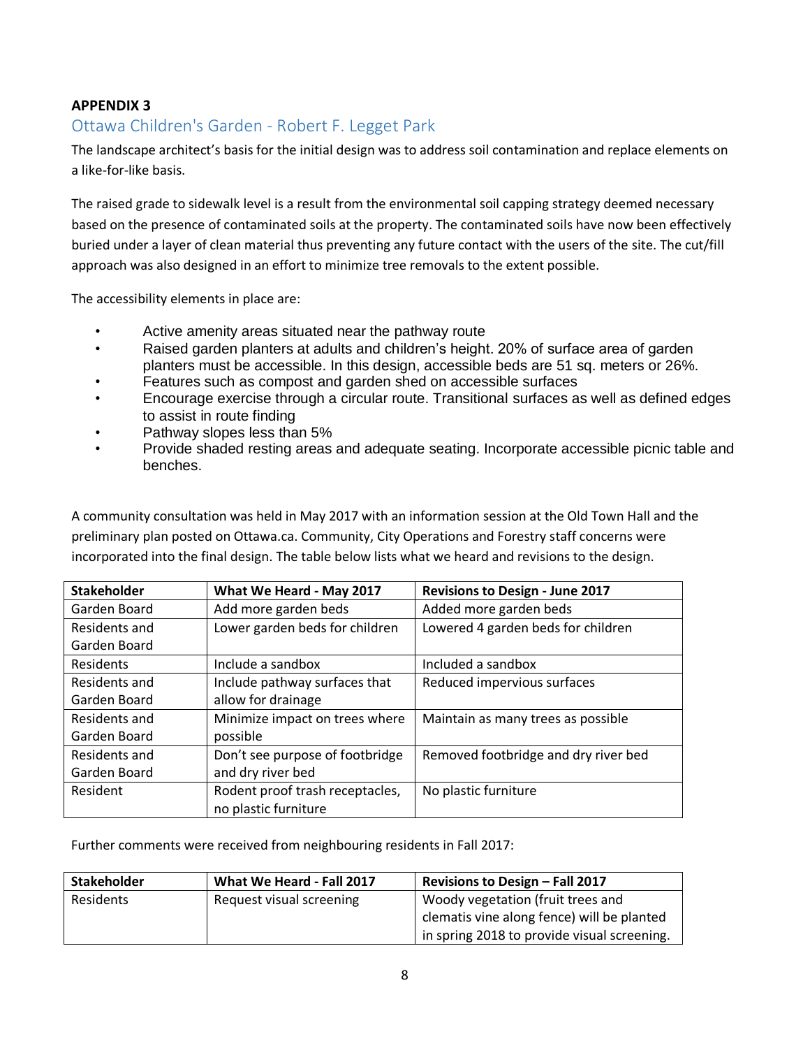**APPENDIX 3**

## Ottawa Children's Garden - Robert F. Legget Park

The landscape architect's basis for the initial design was to address soil contamination and replace elements on a like-for-like basis.

The raised grade to sidewalk level is a result from the environmental soil capping strategy deemed necessary based on the presence of contaminated soils at the property. The contaminated soils have now been effectively buried under a layer of clean material thus preventing any future contact with the users of the site. The cut/fill approach was also designed in an effort to minimize tree removals to the extent possible.

The accessibility elements in place are:

- Active amenity areas situated near the pathway route
- Raised garden planters at adults and children's height. 20% of surface area of garden planters must be accessible. In this design, accessible beds are 51 sq. meters or 26%.
- Features such as compost and garden shed on accessible surfaces
- Encourage exercise through a circular route. Transitional surfaces as well as defined edges to assist in route finding
- Pathway slopes less than 5%
- Provide shaded resting areas and adequate seating. Incorporate accessible picnic table and benches.

A community consultation was held in May 2017 with an information session at the Old Town Hall and the preliminary plan posted on Ottawa.ca. Community, City Operations and Forestry staff concerns were incorporated into the final design. The table below lists what we heard and revisions to the design.

| Stakeholder | What We Heard - May 2017 | Revisions to Design - June 2017 |
|---|---|---|
| Garden Board | Add more garden beds | Added more garden beds |
| Residents and Garden Board | Lower garden beds for children | Lowered 4 garden beds for children |
| Residents | Include a sandbox | Included a sandbox |
| Residents and Garden Board | Include pathway surfaces that allow for drainage | Reduced impervious surfaces |
| Residents and Garden Board | Minimize impact on trees where possible | Maintain as many trees as possible |
| Residents and Garden Board | Don't see purpose of footbridge and dry river bed | Removed footbridge and dry river bed |
| Resident | Rodent proof trash receptacles, no plastic furniture | No plastic furniture |

Further comments were received from neighbouring residents in Fall 2017:

| Stakeholder | What We Heard - Fall 2017 | Revisions to Design – Fall 2017 |
|---|---|---|
| Residents | Request visual screening | Woody vegetation (fruit trees and clematis vine along fence) will be planted in spring 2018 to provide visual screening. |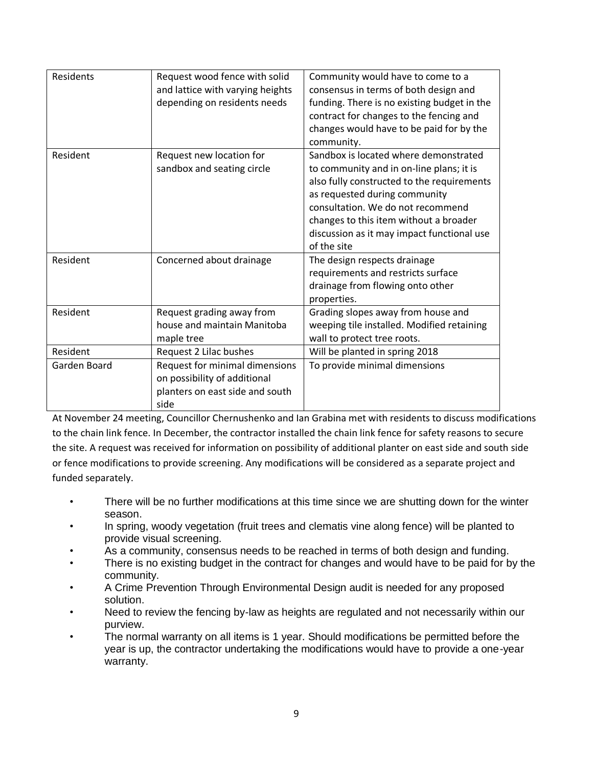| | | |
|---|---|---|
| Residents | Request wood fence with solid and lattice with varying heights depending on residents needs | Community would have to come to a consensus in terms of both design and funding. There is no existing budget in the contract for changes to the fencing and changes would have to be paid for by the community. |
| Resident | Request new location for sandbox and seating circle | Sandbox is located where demonstrated to community and in on-line plans; it is also fully constructed to the requirements as requested during community consultation. We do not recommend changes to this item without a broader discussion as it may impact functional use of the site |
| Resident | Concerned about drainage | The design respects drainage requirements and restricts surface drainage from flowing onto other properties. |
| Resident | Request grading away from house and maintain Manitoba maple tree | Grading slopes away from house and weeping tile installed. Modified retaining wall to protect tree roots. |
| Resident | Request 2 Lilac bushes | Will be planted in spring 2018 |
| Garden Board | Request for minimal dimensions on possibility of additional planters on east side and south side | To provide minimal dimensions |

At November 24 meeting, Councillor Chernushenko and Ian Grabina met with residents to discuss modifications to the chain link fence. In December, the contractor installed the chain link fence for safety reasons to secure the site. A request was received for information on possibility of additional planter on east side and south side or fence modifications to provide screening. Any modifications will be considered as a separate project and funded separately.

- There will be no further modifications at this time since we are shutting down for the winter season.
- In spring, woody vegetation (fruit trees and clematis vine along fence) will be planted to provide visual screening.
- As a community, consensus needs to be reached in terms of both design and funding.
- There is no existing budget in the contract for changes and would have to be paid for by the community.
- A Crime Prevention Through Environmental Design audit is needed for any proposed solution.
- Need to review the fencing by-law as heights are regulated and not necessarily within our purview.
- The normal warranty on all items is 1 year. Should modifications be permitted before the year is up, the contractor undertaking the modifications would have to provide a one-year warranty.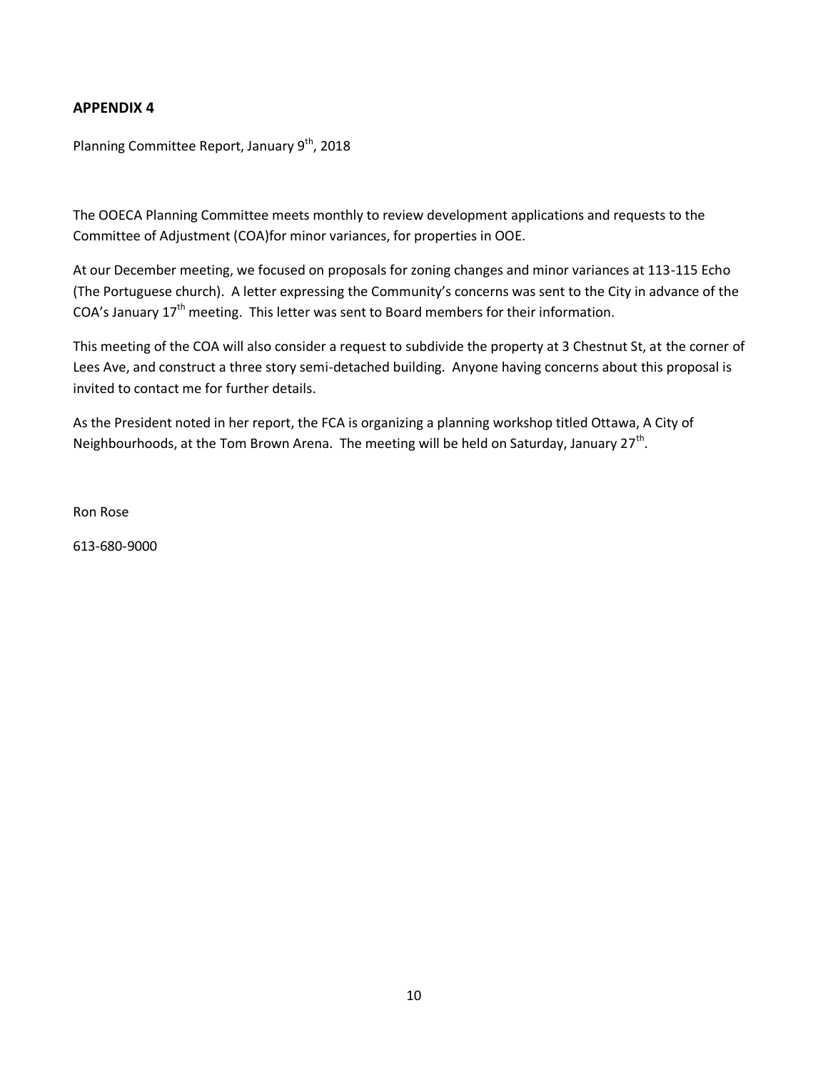## APPENDIX 4

Planning Committee Report, January 9th, 2018

The OOECA Planning Committee meets monthly to review development applications and requests to the Committee of Adjustment (COA)for minor variances, for properties in OOE.

At our December meeting, we focused on proposals for zoning changes and minor variances at 113-115 Echo (The Portuguese church). A letter expressing the Community's concerns was sent to the City in advance of the COA's January 17th meeting. This letter was sent to Board members for their information.

This meeting of the COA will also consider a request to subdivide the property at 3 Chestnut St, at the corner of Lees Ave, and construct a three story semi-detached building. Anyone having concerns about this proposal is invited to contact me for further details.

As the President noted in her report, the FCA is organizing a planning workshop titled Ottawa, A City of Neighbourhoods, at the Tom Brown Arena. The meeting will be held on Saturday, January 27th.

Ron Rose

613-680-9000